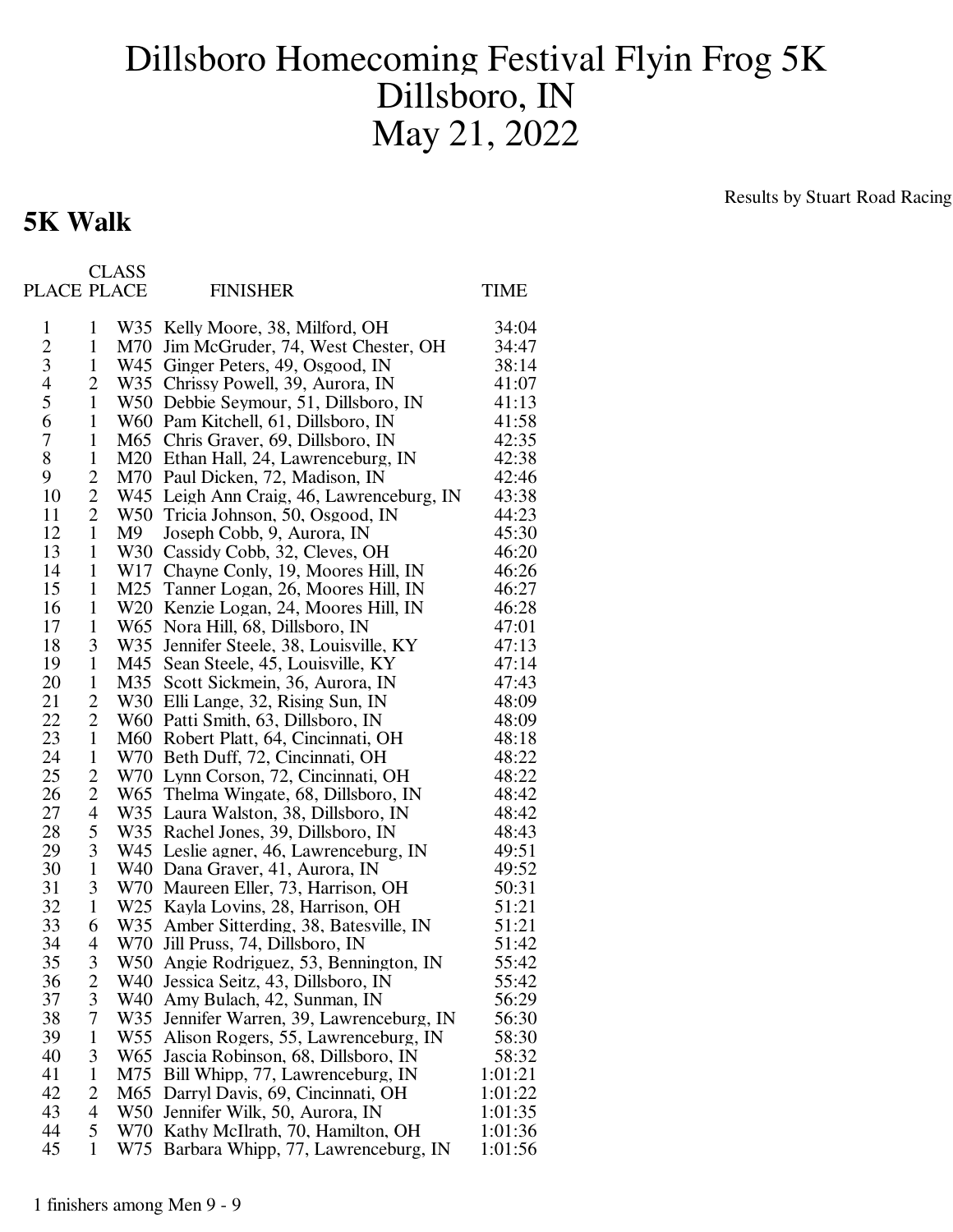# Dillsboro Homecoming Festival Flyin Frog 5K
# Dillsboro, IN
# May 21, 2022

Results by Stuart Road Racing

## 5K Walk

| PLACE | CLASS PLACE | | FINISHER | TIME |
|---|---|---|---|---|
| 1 | 1 | W35 | Kelly Moore, 38, Milford, OH | 34:04 |
| 2 | 1 | M70 | Jim McGruder, 74, West Chester, OH | 34:47 |
| 3 | 1 | W45 | Ginger Peters, 49, Osgood, IN | 38:14 |
| 4 | 2 | W35 | Chrissy Powell, 39, Aurora, IN | 41:07 |
| 5 | 1 | W50 | Debbie Seymour, 51, Dillsboro, IN | 41:13 |
| 6 | 1 | W60 | Pam Kitchell, 61, Dillsboro, IN | 41:58 |
| 7 | 1 | M65 | Chris Graver, 69, Dillsboro, IN | 42:35 |
| 8 | 1 | M20 | Ethan Hall, 24, Lawrenceburg, IN | 42:38 |
| 9 | 2 | M70 | Paul Dicken, 72, Madison, IN | 42:46 |
| 10 | 2 | W45 | Leigh Ann Craig, 46, Lawrenceburg, IN | 43:38 |
| 11 | 2 | W50 | Tricia Johnson, 50, Osgood, IN | 44:23 |
| 12 | 1 | M9 | Joseph Cobb, 9, Aurora, IN | 45:30 |
| 13 | 1 | W30 | Cassidy Cobb, 32, Cleves, OH | 46:20 |
| 14 | 1 | W17 | Chayne Conly, 19, Moores Hill, IN | 46:26 |
| 15 | 1 | M25 | Tanner Logan, 26, Moores Hill, IN | 46:27 |
| 16 | 1 | W20 | Kenzie Logan, 24, Moores Hill, IN | 46:28 |
| 17 | 1 | W65 | Nora Hill, 68, Dillsboro, IN | 47:01 |
| 18 | 3 | W35 | Jennifer Steele, 38, Louisville, KY | 47:13 |
| 19 | 1 | M45 | Sean Steele, 45, Louisville, KY | 47:14 |
| 20 | 1 | M35 | Scott Sickmein, 36, Aurora, IN | 47:43 |
| 21 | 2 | W30 | Elli Lange, 32, Rising Sun, IN | 48:09 |
| 22 | 2 | W60 | Patti Smith, 63, Dillsboro, IN | 48:09 |
| 23 | 1 | M60 | Robert Platt, 64, Cincinnati, OH | 48:18 |
| 24 | 1 | W70 | Beth Duff, 72, Cincinnati, OH | 48:22 |
| 25 | 2 | W70 | Lynn Corson, 72, Cincinnati, OH | 48:22 |
| 26 | 2 | W65 | Thelma Wingate, 68, Dillsboro, IN | 48:42 |
| 27 | 4 | W35 | Laura Walston, 38, Dillsboro, IN | 48:42 |
| 28 | 5 | W35 | Rachel Jones, 39, Dillsboro, IN | 48:43 |
| 29 | 3 | W45 | Leslie agner, 46, Lawrenceburg, IN | 49:51 |
| 30 | 1 | W40 | Dana Graver, 41, Aurora, IN | 49:52 |
| 31 | 3 | W70 | Maureen Eller, 73, Harrison, OH | 50:31 |
| 32 | 1 | W25 | Kayla Lovins, 28, Harrison, OH | 51:21 |
| 33 | 6 | W35 | Amber Sitterding, 38, Batesville, IN | 51:21 |
| 34 | 4 | W70 | Jill Pruss, 74, Dillsboro, IN | 51:42 |
| 35 | 3 | W50 | Angie Rodriguez, 53, Bennington, IN | 55:42 |
| 36 | 2 | W40 | Jessica Seitz, 43, Dillsboro, IN | 55:42 |
| 37 | 3 | W40 | Amy Bulach, 42, Sunman, IN | 56:29 |
| 38 | 7 | W35 | Jennifer Warren, 39, Lawrenceburg, IN | 56:30 |
| 39 | 1 | W55 | Alison Rogers, 55, Lawrenceburg, IN | 58:30 |
| 40 | 3 | W65 | Jascia Robinson, 68, Dillsboro, IN | 58:32 |
| 41 | 1 | M75 | Bill Whipp, 77, Lawrenceburg, IN | 1:01:21 |
| 42 | 2 | M65 | Darryl Davis, 69, Cincinnati, OH | 1:01:22 |
| 43 | 4 | W50 | Jennifer Wilk, 50, Aurora, IN | 1:01:35 |
| 44 | 5 | W70 | Kathy McIlrath, 70, Hamilton, OH | 1:01:36 |
| 45 | 1 | W75 | Barbara Whipp, 77, Lawrenceburg, IN | 1:01:56 |

1 finishers among Men 9 - 9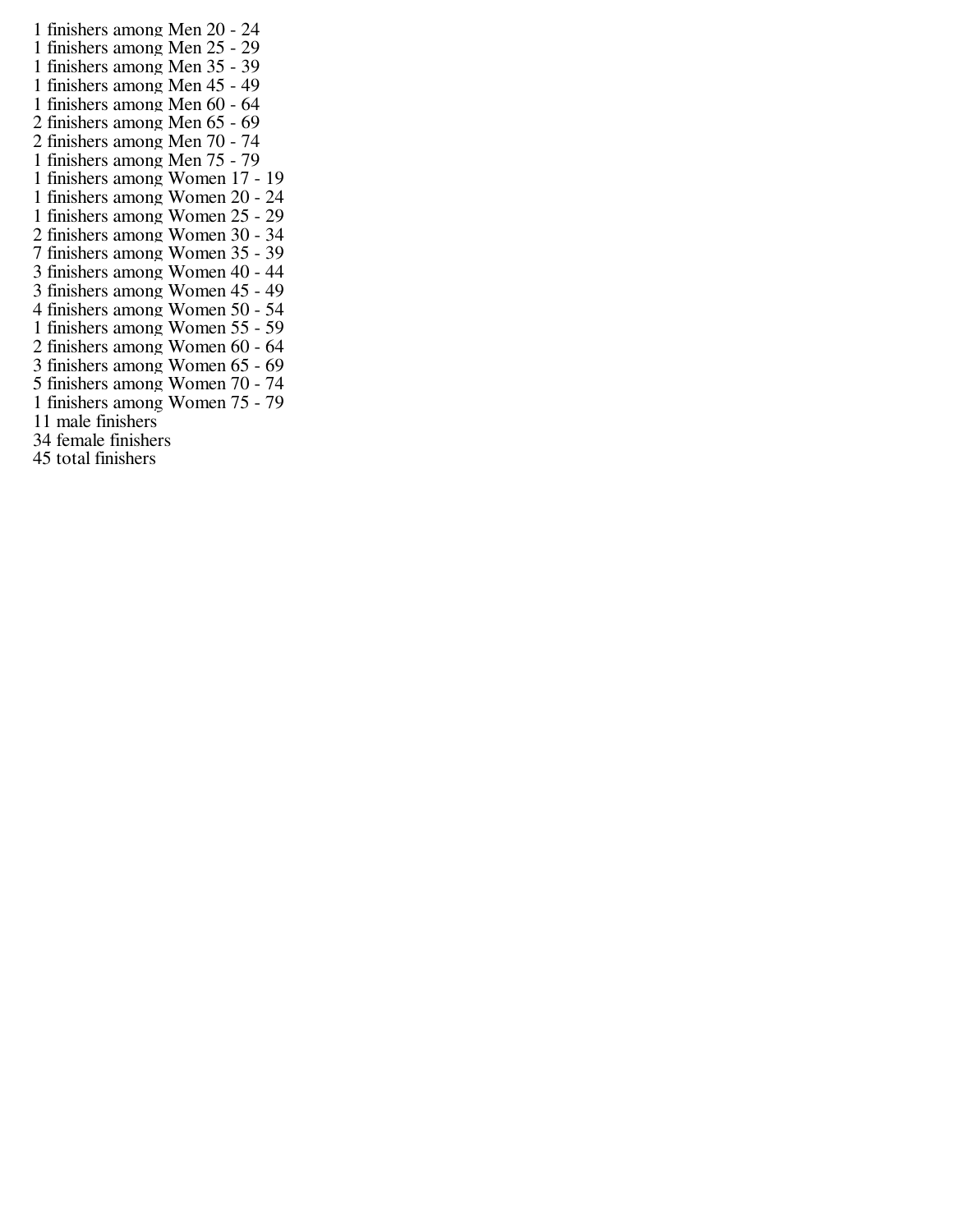1 finishers among Men 20 - 24
1 finishers among Men 25 - 29
1 finishers among Men 35 - 39
1 finishers among Men 45 - 49
1 finishers among Men 60 - 64
2 finishers among Men 65 - 69
2 finishers among Men 70 - 74
1 finishers among Men 75 - 79
1 finishers among Women 17 - 19
1 finishers among Women 20 - 24
1 finishers among Women 25 - 29
2 finishers among Women 30 - 34
7 finishers among Women 35 - 39
3 finishers among Women 40 - 44
3 finishers among Women 45 - 49
4 finishers among Women 50 - 54
1 finishers among Women 55 - 59
2 finishers among Women 60 - 64
3 finishers among Women 65 - 69
5 finishers among Women 70 - 74
1 finishers among Women 75 - 79
11 male finishers
34 female finishers
45 total finishers